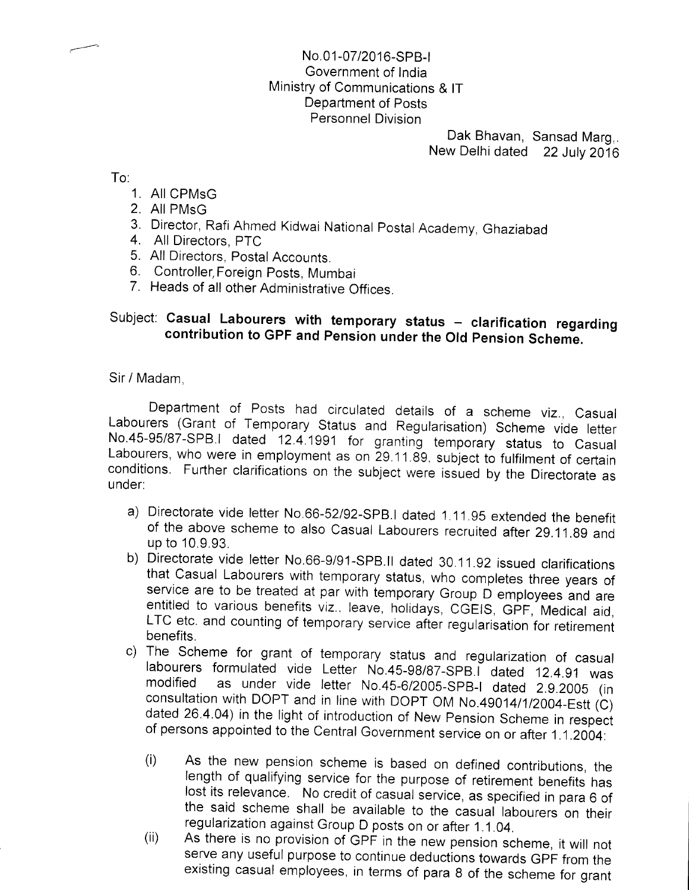No.01-07/2016-SPB-I
Government of India
Ministry of Communications & IT
Department of Posts
Personnel Division

Dak Bhavan, Sansad Marg,.
New Delhi dated 22 July 2016

To:

1. All CPMsG
2. All PMsG
3. Director, Rafi Ahmed Kidwai National Postal Academy, Ghaziabad
4. All Directors, PTC
5. All Directors, Postal Accounts.
6. Controller, Foreign Posts, Mumbai
7. Heads of all other Administrative Offices.

Subject: **Casual Labourers with temporary status – clarification regarding contribution to GPF and Pension under the Old Pension Scheme.**

Sir / Madam,

Department of Posts had circulated details of a scheme viz., Casual Labourers (Grant of Temporary Status and Regularisation) Scheme vide letter No.45-95/87-SPB.I dated 12.4.1991 for granting temporary status to Casual Labourers, who were in employment as on 29.11.89, subject to fulfilment of certain conditions. Further clarifications on the subject were issued by the Directorate as under:

a) Directorate vide letter No.66-52/92-SPB.I dated 1.11.95 extended the benefit of the above scheme to also Casual Labourers recruited after 29.11.89 and up to 10.9.93.

b) Directorate vide letter No.66-9/91-SPB.II dated 30.11.92 issued clarifications that Casual Labourers with temporary status, who completes three years of service are to be treated at par with temporary Group D employees and are entitled to various benefits viz., leave, holidays, CGEIS, GPF, Medical aid, LTC etc. and counting of temporary service after regularisation for retirement benefits.

c) The Scheme for grant of temporary status and regularization of casual labourers formulated vide Letter No.45-98/87-SPB.I dated 12.4.91 was modified as under vide letter No.45-6/2005-SPB-I dated 2.9.2005 (in consultation with DOPT and in line with DOPT OM No.49014/1/2004-Estt (C) dated 26.4.04) in the light of introduction of New Pension Scheme in respect of persons appointed to the Central Government service on or after 1.1.2004:

   (i) As the new pension scheme is based on defined contributions, the length of qualifying service for the purpose of retirement benefits has lost its relevance. No credit of casual service, as specified in para 6 of the said scheme shall be available to the casual labourers on their regularization against Group D posts on or after 1.1.04.

   (ii) As there is no provision of GPF in the new pension scheme, it will not serve any useful purpose to continue deductions towards GPF from the existing casual employees, in terms of para 8 of the scheme for grant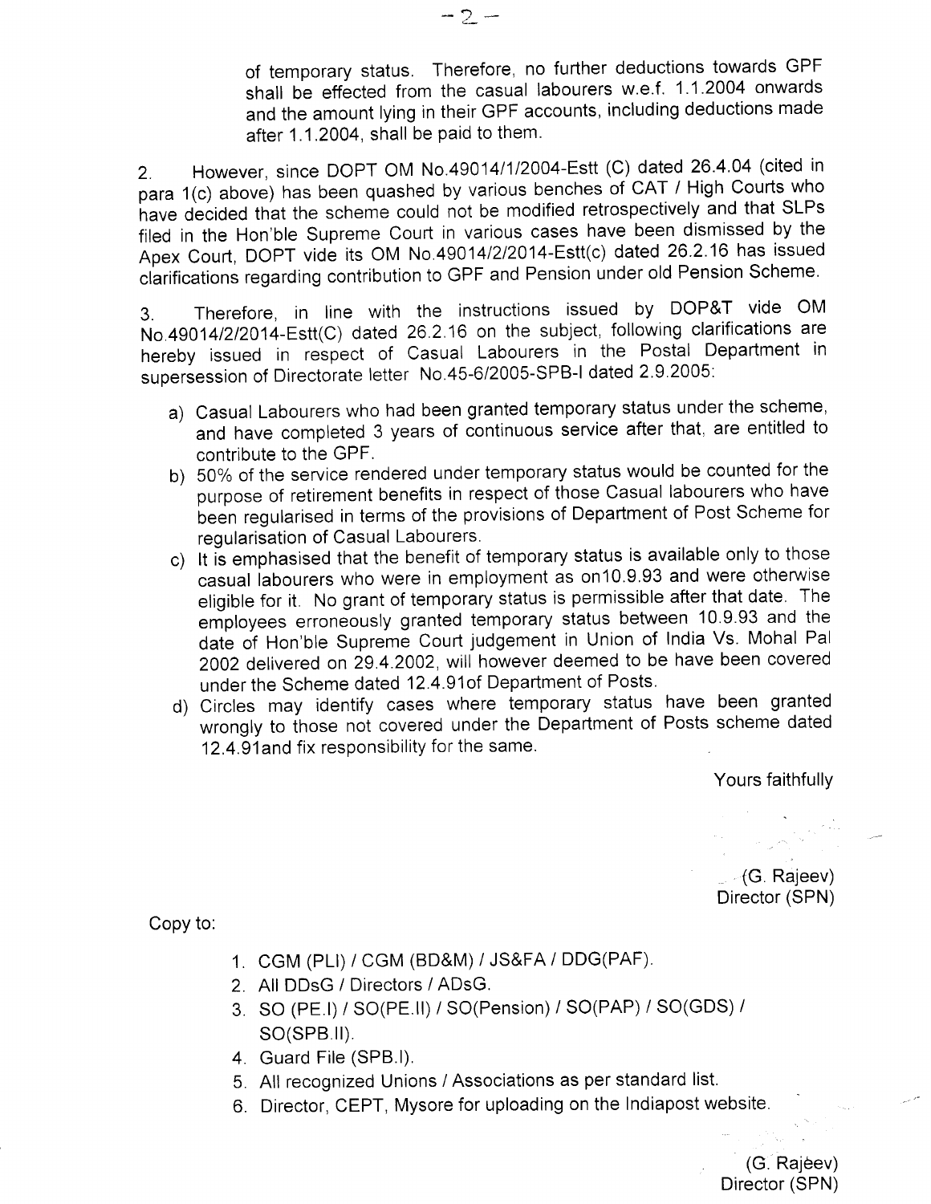of temporary status. Therefore, no further deductions towards GPF shall be effected from the casual labourers w.e.f. 1.1.2004 onwards and the amount lying in their GPF accounts, including deductions made after 1.1.2004, shall be paid to them.

2. However, since DOPT OM No.49014/1/2004-Estt (C) dated 26.4.04 (cited in para 1(c) above) has been quashed by various benches of CAT / High Courts who have decided that the scheme could not be modified retrospectively and that SLPs filed in the Hon'ble Supreme Court in various cases have been dismissed by the Apex Court, DOPT vide its OM No.49014/2/2014-Estt(c) dated 26.2.16 has issued clarifications regarding contribution to GPF and Pension under old Pension Scheme.

3. Therefore, in line with the instructions issued by DOP&T vide OM No.49014/2/2014-Estt(C) dated 26.2.16 on the subject, following clarifications are hereby issued in respect of Casual Labourers in the Postal Department in supersession of Directorate letter No.45-6/2005-SPB-I dated 2.9.2005:

a) Casual Labourers who had been granted temporary status under the scheme, and have completed 3 years of continuous service after that, are entitled to contribute to the GPF.
b) 50% of the service rendered under temporary status would be counted for the purpose of retirement benefits in respect of those Casual labourers who have been regularised in terms of the provisions of Department of Post Scheme for regularisation of Casual Labourers.
c) It is emphasised that the benefit of temporary status is available only to those casual labourers who were in employment as on10.9.93 and were otherwise eligible for it. No grant of temporary status is permissible after that date. The employees erroneously granted temporary status between 10.9.93 and the date of Hon'ble Supreme Court judgement in Union of India Vs. Mohal Pal 2002 delivered on 29.4.2002, will however deemed to be have been covered under the Scheme dated 12.4.91of Department of Posts.
d) Circles may identify cases where temporary status have been granted wrongly to those not covered under the Department of Posts scheme dated 12.4.91and fix responsibility for the same.

Yours faithfully

(G. Rajeev)
Director (SPN)

Copy to:

1. CGM (PLI) / CGM (BD&M) / JS&FA / DDG(PAF).
2. All DDsG / Directors / ADsG.
3. SO (PE.I) / SO(PE.II) / SO(Pension) / SO(PAP) / SO(GDS) / SO(SPB.II).
4. Guard File (SPB.I).
5. All recognized Unions / Associations as per standard list.
6. Director, CEPT, Mysore for uploading on the Indiapost website.

(G. Rajeev)
Director (SPN)